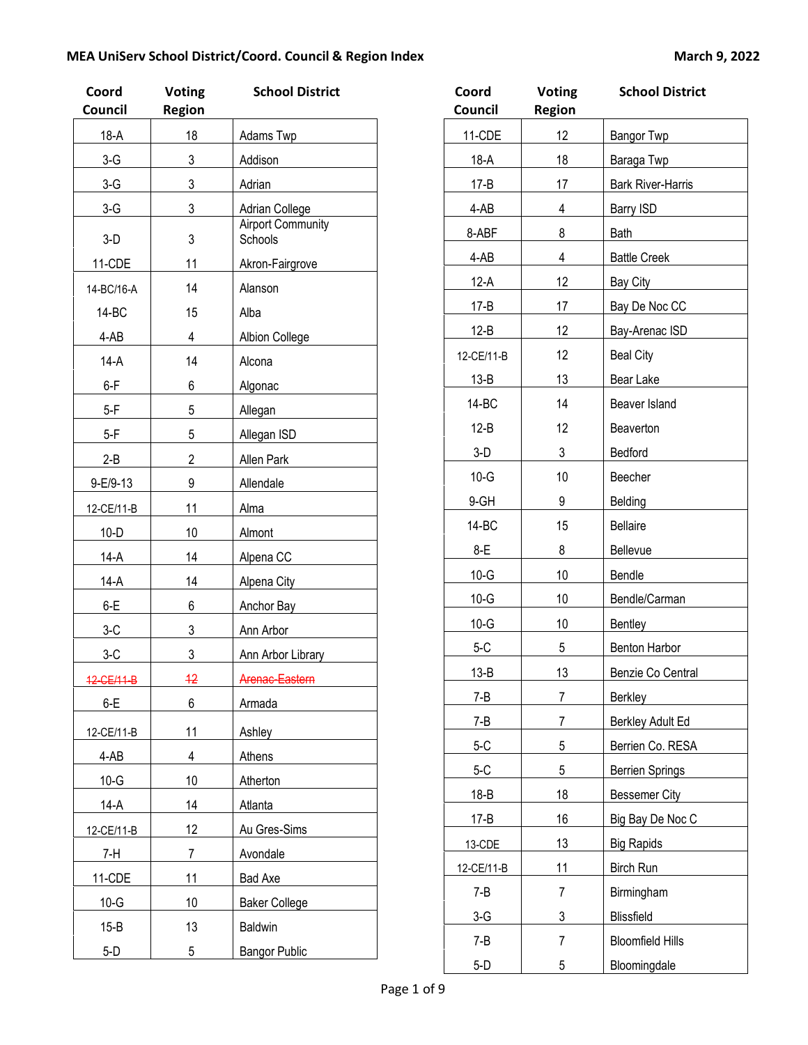# MEA UniServ School District/Coord. Council & Region Index

March 9, 2022

| Coord Council | Voting Region | School District |
|---|---|---|
| 18-A | 18 | Adams Twp |
| 3-G | 3 | Addison |
| 3-G | 3 | Adrian |
| 3-G | 3 | Adrian College |
| 3-D | 3 | Airport Community Schools |
| 11-CDE | 11 | Akron-Fairgrove |
| 14-BC/16-A | 14 | Alanson |
| 14-BC | 15 | Alba |
| 4-AB | 4 | Albion College |
| 14-A | 14 | Alcona |
| 6-F | 6 | Algonac |
| 5-F | 5 | Allegan |
| 5-F | 5 | Allegan ISD |
| 2-B | 2 | Allen Park |
| 9-E/9-13 | 9 | Allendale |
| 12-CE/11-B | 11 | Alma |
| 10-D | 10 | Almont |
| 14-A | 14 | Alpena CC |
| 14-A | 14 | Alpena City |
| 6-E | 6 | Anchor Bay |
| 3-C | 3 | Ann Arbor |
| 3-C | 3 | Ann Arbor Library |
| ~~12-CE/11-B~~ | ~~12~~ | ~~Arenac-Eastern~~ |
| 6-E | 6 | Armada |
| 12-CE/11-B | 11 | Ashley |
| 4-AB | 4 | Athens |
| 10-G | 10 | Atherton |
| 14-A | 14 | Atlanta |
| 12-CE/11-B | 12 | Au Gres-Sims |
| 7-H | 7 | Avondale |
| 11-CDE | 11 | Bad Axe |
| 10-G | 10 | Baker College |
| 15-B | 13 | Baldwin |
| 5-D | 5 | Bangor Public |
| 11-CDE | 12 | Bangor Twp |
| 18-A | 18 | Baraga Twp |
| 17-B | 17 | Bark River-Harris |
| 4-AB | 4 | Barry ISD |
| 8-ABF | 8 | Bath |
| 4-AB | 4 | Battle Creek |
| 12-A | 12 | Bay City |
| 17-B | 17 | Bay De Noc CC |
| 12-B | 12 | Bay-Arenac ISD |
| 12-CE/11-B | 12 | Beal City |
| 13-B | 13 | Bear Lake |
| 14-BC | 14 | Beaver Island |
| 12-B | 12 | Beaverton |
| 3-D | 3 | Bedford |
| 10-G | 10 | Beecher |
| 9-GH | 9 | Belding |
| 14-BC | 15 | Bellaire |
| 8-E | 8 | Bellevue |
| 10-G | 10 | Bendle |
| 10-G | 10 | Bendle/Carman |
| 10-G | 10 | Bentley |
| 5-C | 5 | Benton Harbor |
| 13-B | 13 | Benzie Co Central |
| 7-B | 7 | Berkley |
| 7-B | 7 | Berkley Adult Ed |
| 5-C | 5 | Berrien Co. RESA |
| 5-C | 5 | Berrien Springs |
| 18-B | 18 | Bessemer City |
| 17-B | 16 | Big Bay De Noc C |
| 13-CDE | 13 | Big Rapids |
| 12-CE/11-B | 11 | Birch Run |
| 7-B | 7 | Birmingham |
| 3-G | 3 | Blissfield |
| 7-B | 7 | Bloomfield Hills |
| 5-D | 5 | Bloomingdale |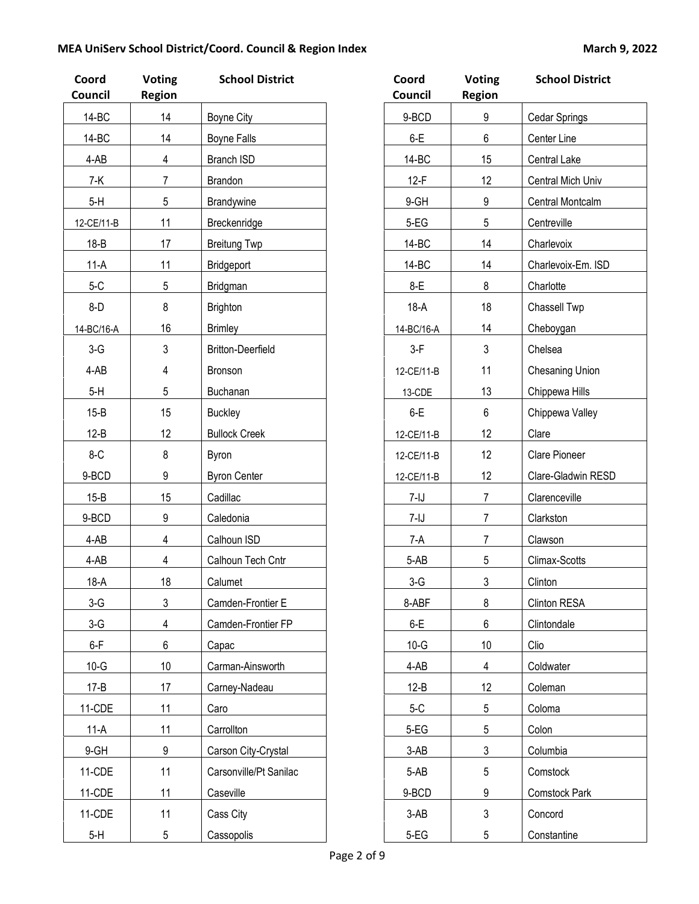| Coord Council | Voting Region | School District |
|---|---|---|
| 14-BC | 14 | Boyne City |
| 14-BC | 14 | Boyne Falls |
| 4-AB | 4 | Branch ISD |
| 7-K | 7 | Brandon |
| 5-H | 5 | Brandywine |
| 12-CE/11-B | 11 | Breckenridge |
| 18-B | 17 | Breitung Twp |
| 11-A | 11 | Bridgeport |
| 5-C | 5 | Bridgman |
| 8-D | 8 | Brighton |
| 14-BC/16-A | 16 | Brimley |
| 3-G | 3 | Britton-Deerfield |
| 4-AB | 4 | Bronson |
| 5-H | 5 | Buchanan |
| 15-B | 15 | Buckley |
| 12-B | 12 | Bullock Creek |
| 8-C | 8 | Byron |
| 9-BCD | 9 | Byron Center |
| 15-B | 15 | Cadillac |
| 9-BCD | 9 | Caledonia |
| 4-AB | 4 | Calhoun ISD |
| 4-AB | 4 | Calhoun Tech Cntr |
| 18-A | 18 | Calumet |
| 3-G | 3 | Camden-Frontier E |
| 3-G | 4 | Camden-Frontier FP |
| 6-F | 6 | Capac |
| 10-G | 10 | Carman-Ainsworth |
| 17-B | 17 | Carney-Nadeau |
| 11-CDE | 11 | Caro |
| 11-A | 11 | Carrollton |
| 9-GH | 9 | Carson City-Crystal |
| 11-CDE | 11 | Carsonville/Pt Sanilac |
| 11-CDE | 11 | Caseville |
| 11-CDE | 11 | Cass City |
| 5-H | 5 | Cassopolis |
| 9-BCD | 9 | Cedar Springs |
| 6-E | 6 | Center Line |
| 14-BC | 15 | Central Lake |
| 12-F | 12 | Central Mich Univ |
| 9-GH | 9 | Central Montcalm |
| 5-EG | 5 | Centreville |
| 14-BC | 14 | Charlevoix |
| 14-BC | 14 | Charlevoix-Em. ISD |
| 8-E | 8 | Charlotte |
| 18-A | 18 | Chassell Twp |
| 14-BC/16-A | 14 | Cheboygan |
| 3-F | 3 | Chelsea |
| 12-CE/11-B | 11 | Chesaning Union |
| 13-CDE | 13 | Chippewa Hills |
| 6-E | 6 | Chippewa Valley |
| 12-CE/11-B | 12 | Clare |
| 12-CE/11-B | 12 | Clare Pioneer |
| 12-CE/11-B | 12 | Clare-Gladwin RESD |
| 7-IJ | 7 | Clarenceville |
| 7-IJ | 7 | Clarkston |
| 7-A | 7 | Clawson |
| 5-AB | 5 | Climax-Scotts |
| 3-G | 3 | Clinton |
| 8-ABF | 8 | Clinton RESA |
| 6-E | 6 | Clintondale |
| 10-G | 10 | Clio |
| 4-AB | 4 | Coldwater |
| 12-B | 12 | Coleman |
| 5-C | 5 | Coloma |
| 5-EG | 5 | Colon |
| 3-AB | 3 | Columbia |
| 5-AB | 5 | Comstock |
| 9-BCD | 9 | Comstock Park |
| 3-AB | 3 | Concord |
| 5-EG | 5 | Constantine |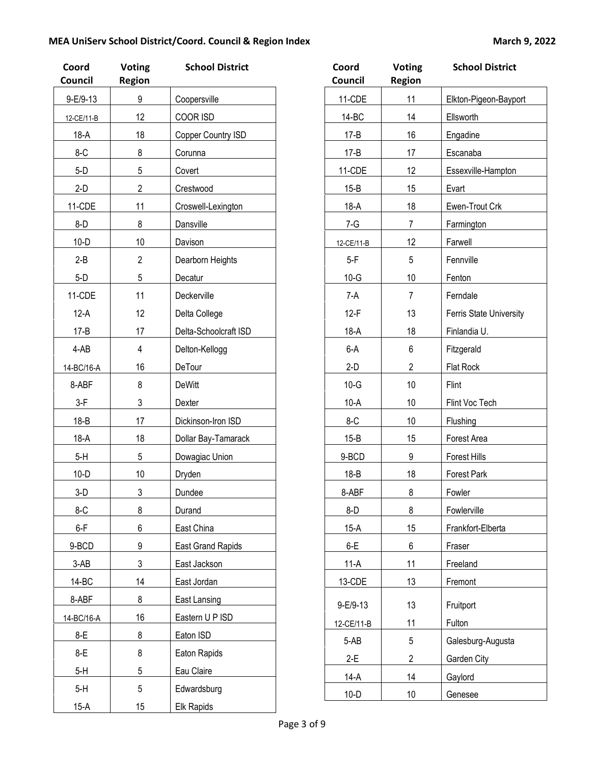**MEA UniServ School District/Coord. Council & Region Index** **March 9, 2022**

| Coord Council | Voting Region | School District |
|---|---|---|
| 9-E/9-13 | 9 | Coopersville |
| 12-CE/11-B | 12 | COOR ISD |
| 18-A | 18 | Copper Country ISD |
| 8-C | 8 | Corunna |
| 5-D | 5 | Covert |
| 2-D | 2 | Crestwood |
| 11-CDE | 11 | Croswell-Lexington |
| 8-D | 8 | Dansville |
| 10-D | 10 | Davison |
| 2-B | 2 | Dearborn Heights |
| 5-D | 5 | Decatur |
| 11-CDE | 11 | Deckerville |
| 12-A | 12 | Delta College |
| 17-B | 17 | Delta-Schoolcraft ISD |
| 4-AB | 4 | Delton-Kellogg |
| 14-BC/16-A | 16 | DeTour |
| 8-ABF | 8 | DeWitt |
| 3-F | 3 | Dexter |
| 18-B | 17 | Dickinson-Iron ISD |
| 18-A | 18 | Dollar Bay-Tamarack |
| 5-H | 5 | Dowagiac Union |
| 10-D | 10 | Dryden |
| 3-D | 3 | Dundee |
| 8-C | 8 | Durand |
| 6-F | 6 | East China |
| 9-BCD | 9 | East Grand Rapids |
| 3-AB | 3 | East Jackson |
| 14-BC | 14 | East Jordan |
| 8-ABF | 8 | East Lansing |
| 14-BC/16-A | 16 | Eastern U P ISD |
| 8-E | 8 | Eaton ISD |
| 8-E | 8 | Eaton Rapids |
| 5-H | 5 | Eau Claire |
| 5-H | 5 | Edwardsburg |
| 15-A | 15 | Elk Rapids |
| 11-CDE | 11 | Elkton-Pigeon-Bayport |
| 14-BC | 14 | Ellsworth |
| 17-B | 16 | Engadine |
| 17-B | 17 | Escanaba |
| 11-CDE | 12 | Essexville-Hampton |
| 15-B | 15 | Evart |
| 18-A | 18 | Ewen-Trout Crk |
| 7-G | 7 | Farmington |
| 12-CE/11-B | 12 | Farwell |
| 5-F | 5 | Fennville |
| 10-G | 10 | Fenton |
| 7-A | 7 | Ferndale |
| 12-F | 13 | Ferris State University |
| 18-A | 18 | Finlandia U. |
| 6-A | 6 | Fitzgerald |
| 2-D | 2 | Flat Rock |
| 10-G | 10 | Flint |
| 10-A | 10 | Flint Voc Tech |
| 8-C | 10 | Flushing |
| 15-B | 15 | Forest Area |
| 9-BCD | 9 | Forest Hills |
| 18-B | 18 | Forest Park |
| 8-ABF | 8 | Fowler |
| 8-D | 8 | Fowlerville |
| 15-A | 15 | Frankfort-Elberta |
| 6-E | 6 | Fraser |
| 11-A | 11 | Freeland |
| 13-CDE | 13 | Fremont |
| 9-E/9-13 | 13 | Fruitport |
| 12-CE/11-B | 11 | Fulton |
| 5-AB | 5 | Galesburg-Augusta |
| 2-E | 2 | Garden City |
| 14-A | 14 | Gaylord |
| 10-D | 10 | Genesee |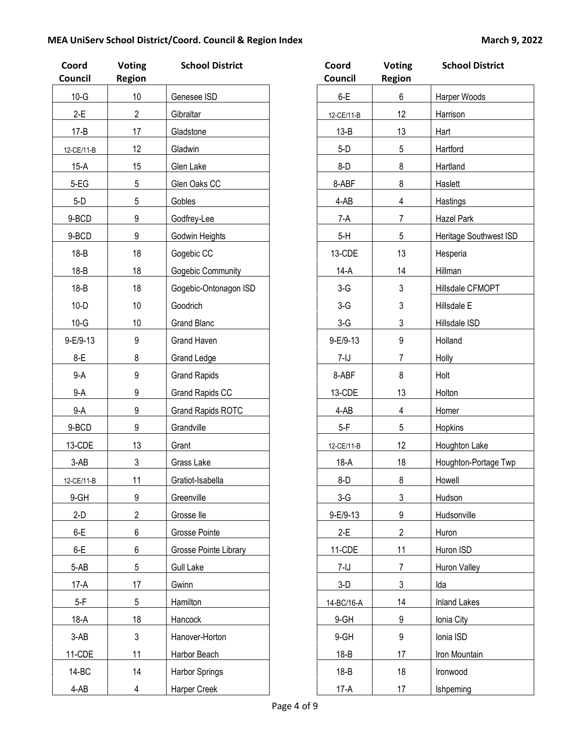| Coord Council | Voting Region | School District |
|---|---|---|
| 10-G | 10 | Genesee ISD |
| 2-E | 2 | Gibraltar |
| 17-B | 17 | Gladstone |
| 12-CE/11-B | 12 | Gladwin |
| 15-A | 15 | Glen Lake |
| 5-EG | 5 | Glen Oaks CC |
| 5-D | 5 | Gobles |
| 9-BCD | 9 | Godfrey-Lee |
| 9-BCD | 9 | Godwin Heights |
| 18-B | 18 | Gogebic CC |
| 18-B | 18 | Gogebic Community |
| 18-B | 18 | Gogebic-Ontonagon ISD |
| 10-D | 10 | Goodrich |
| 10-G | 10 | Grand Blanc |
| 9-E/9-13 | 9 | Grand Haven |
| 8-E | 8 | Grand Ledge |
| 9-A | 9 | Grand Rapids |
| 9-A | 9 | Grand Rapids CC |
| 9-A | 9 | Grand Rapids ROTC |
| 9-BCD | 9 | Grandville |
| 13-CDE | 13 | Grant |
| 3-AB | 3 | Grass Lake |
| 12-CE/11-B | 11 | Gratiot-Isabella |
| 9-GH | 9 | Greenville |
| 2-D | 2 | Grosse Ile |
| 6-E | 6 | Grosse Pointe |
| 6-E | 6 | Grosse Pointe Library |
| 5-AB | 5 | Gull Lake |
| 17-A | 17 | Gwinn |
| 5-F | 5 | Hamilton |
| 18-A | 18 | Hancock |
| 3-AB | 3 | Hanover-Horton |
| 11-CDE | 11 | Harbor Beach |
| 14-BC | 14 | Harbor Springs |
| 4-AB | 4 | Harper Creek |
| 6-E | 6 | Harper Woods |
| 12-CE/11-B | 12 | Harrison |
| 13-B | 13 | Hart |
| 5-D | 5 | Hartford |
| 8-D | 8 | Hartland |
| 8-ABF | 8 | Haslett |
| 4-AB | 4 | Hastings |
| 7-A | 7 | Hazel Park |
| 5-H | 5 | Heritage Southwest ISD |
| 13-CDE | 13 | Hesperia |
| 14-A | 14 | Hillman |
| 3-G | 3 | Hillsdale CFMOPT |
| 3-G | 3 | Hillsdale E |
| 3-G | 3 | Hillsdale ISD |
| 9-E/9-13 | 9 | Holland |
| 7-IJ | 7 | Holly |
| 8-ABF | 8 | Holt |
| 13-CDE | 13 | Holton |
| 4-AB | 4 | Homer |
| 5-F | 5 | Hopkins |
| 12-CE/11-B | 12 | Houghton Lake |
| 18-A | 18 | Houghton-Portage Twp |
| 8-D | 8 | Howell |
| 3-G | 3 | Hudson |
| 9-E/9-13 | 9 | Hudsonville |
| 2-E | 2 | Huron |
| 11-CDE | 11 | Huron ISD |
| 7-IJ | 7 | Huron Valley |
| 3-D | 3 | Ida |
| 14-BC/16-A | 14 | Inland Lakes |
| 9-GH | 9 | Ionia City |
| 9-GH | 9 | Ionia ISD |
| 18-B | 17 | Iron Mountain |
| 18-B | 18 | Ironwood |
| 17-A | 17 | Ishpeming |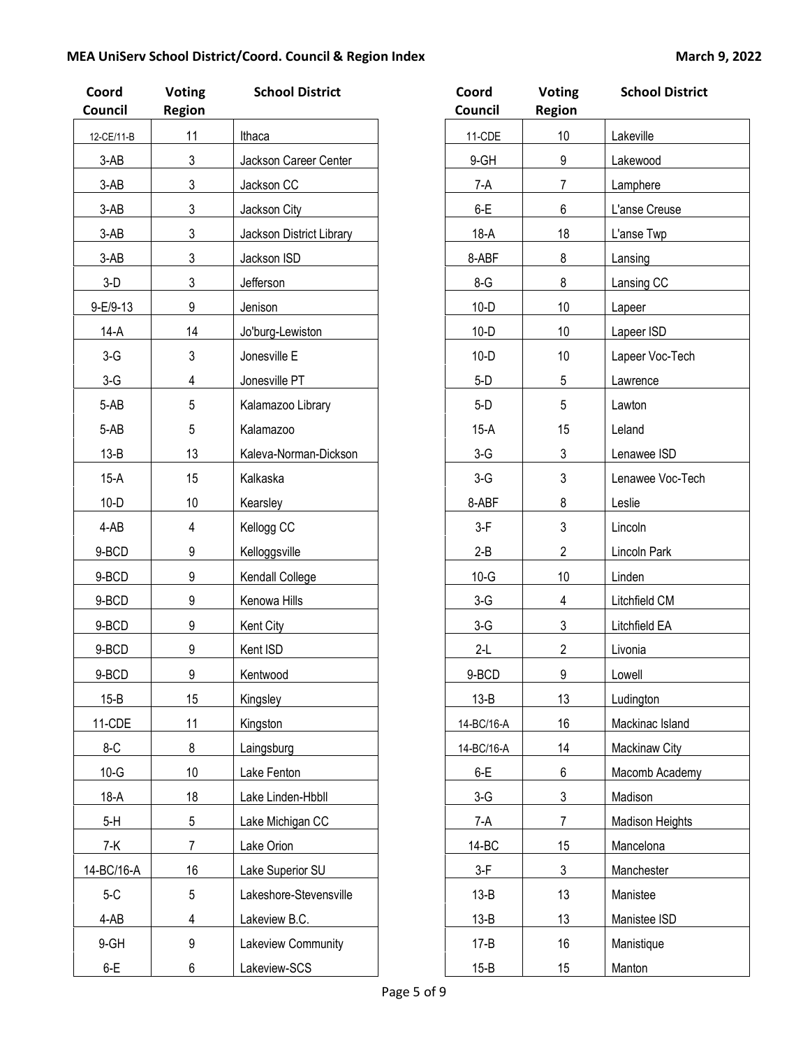| Coord Council | Voting Region | School District |
|---|---|---|
| 12-CE/11-B | 11 | Ithaca |
| 3-AB | 3 | Jackson Career Center |
| 3-AB | 3 | Jackson CC |
| 3-AB | 3 | Jackson City |
| 3-AB | 3 | Jackson District Library |
| 3-AB | 3 | Jackson ISD |
| 3-D | 3 | Jefferson |
| 9-E/9-13 | 9 | Jenison |
| 14-A | 14 | Jo'burg-Lewiston |
| 3-G | 3 | Jonesville E |
| 3-G | 4 | Jonesville PT |
| 5-AB | 5 | Kalamazoo Library |
| 5-AB | 5 | Kalamazoo |
| 13-B | 13 | Kaleva-Norman-Dickson |
| 15-A | 15 | Kalkaska |
| 10-D | 10 | Kearsley |
| 4-AB | 4 | Kellogg CC |
| 9-BCD | 9 | Kelloggsville |
| 9-BCD | 9 | Kendall College |
| 9-BCD | 9 | Kenowa Hills |
| 9-BCD | 9 | Kent City |
| 9-BCD | 9 | Kent ISD |
| 9-BCD | 9 | Kentwood |
| 15-B | 15 | Kingsley |
| 11-CDE | 11 | Kingston |
| 8-C | 8 | Laingsburg |
| 10-G | 10 | Lake Fenton |
| 18-A | 18 | Lake Linden-Hbbll |
| 5-H | 5 | Lake Michigan CC |
| 7-K | 7 | Lake Orion |
| 14-BC/16-A | 16 | Lake Superior SU |
| 5-C | 5 | Lakeshore-Stevensville |
| 4-AB | 4 | Lakeview B.C. |
| 9-GH | 9 | Lakeview Community |
| 6-E | 6 | Lakeview-SCS |
| 11-CDE | 10 | Lakeville |
| 9-GH | 9 | Lakewood |
| 7-A | 7 | Lamphere |
| 6-E | 6 | L'anse Creuse |
| 18-A | 18 | L'anse Twp |
| 8-ABF | 8 | Lansing |
| 8-G | 8 | Lansing CC |
| 10-D | 10 | Lapeer |
| 10-D | 10 | Lapeer ISD |
| 10-D | 10 | Lapeer Voc-Tech |
| 5-D | 5 | Lawrence |
| 5-D | 5 | Lawton |
| 15-A | 15 | Leland |
| 3-G | 3 | Lenawee ISD |
| 3-G | 3 | Lenawee Voc-Tech |
| 8-ABF | 8 | Leslie |
| 3-F | 3 | Lincoln |
| 2-B | 2 | Lincoln Park |
| 10-G | 10 | Linden |
| 3-G | 4 | Litchfield CM |
| 3-G | 3 | Litchfield EA |
| 2-L | 2 | Livonia |
| 9-BCD | 9 | Lowell |
| 13-B | 13 | Ludington |
| 14-BC/16-A | 16 | Mackinac Island |
| 14-BC/16-A | 14 | Mackinaw City |
| 6-E | 6 | Macomb Academy |
| 3-G | 3 | Madison |
| 7-A | 7 | Madison Heights |
| 14-BC | 15 | Mancelona |
| 3-F | 3 | Manchester |
| 13-B | 13 | Manistee |
| 13-B | 13 | Manistee ISD |
| 17-B | 16 | Manistique |
| 15-B | 15 | Manton |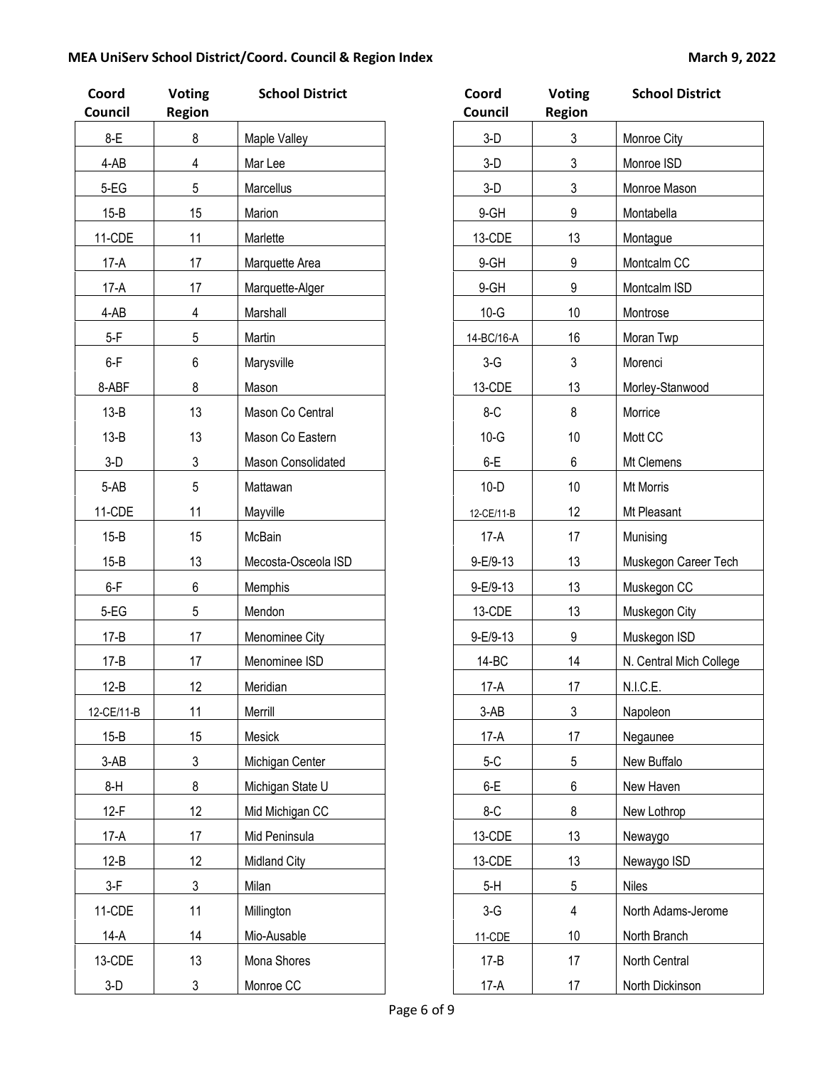## MEA UniServ School District/Coord. Council & Region Index

March 9, 2022

| Coord Council | Voting Region | School District |
|---|---|---|
| 8-E | 8 | Maple Valley |
| 4-AB | 4 | Mar Lee |
| 5-EG | 5 | Marcellus |
| 15-B | 15 | Marion |
| 11-CDE | 11 | Marlette |
| 17-A | 17 | Marquette Area |
| 17-A | 17 | Marquette-Alger |
| 4-AB | 4 | Marshall |
| 5-F | 5 | Martin |
| 6-F | 6 | Marysville |
| 8-ABF | 8 | Mason |
| 13-B | 13 | Mason Co Central |
| 13-B | 13 | Mason Co Eastern |
| 3-D | 3 | Mason Consolidated |
| 5-AB | 5 | Mattawan |
| 11-CDE | 11 | Mayville |
| 15-B | 15 | McBain |
| 15-B | 13 | Mecosta-Osceola ISD |
| 6-F | 6 | Memphis |
| 5-EG | 5 | Mendon |
| 17-B | 17 | Menominee City |
| 17-B | 17 | Menominee ISD |
| 12-B | 12 | Meridian |
| 12-CE/11-B | 11 | Merrill |
| 15-B | 15 | Mesick |
| 3-AB | 3 | Michigan Center |
| 8-H | 8 | Michigan State U |
| 12-F | 12 | Mid Michigan CC |
| 17-A | 17 | Mid Peninsula |
| 12-B | 12 | Midland City |
| 3-F | 3 | Milan |
| 11-CDE | 11 | Millington |
| 14-A | 14 | Mio-Ausable |
| 13-CDE | 13 | Mona Shores |
| 3-D | 3 | Monroe CC |
| 3-D | 3 | Monroe City |
| 3-D | 3 | Monroe ISD |
| 3-D | 3 | Monroe Mason |
| 9-GH | 9 | Montabella |
| 13-CDE | 13 | Montague |
| 9-GH | 9 | Montcalm CC |
| 9-GH | 9 | Montcalm ISD |
| 10-G | 10 | Montrose |
| 14-BC/16-A | 16 | Moran Twp |
| 3-G | 3 | Morenci |
| 13-CDE | 13 | Morley-Stanwood |
| 8-C | 8 | Morrice |
| 10-G | 10 | Mott CC |
| 6-E | 6 | Mt Clemens |
| 10-D | 10 | Mt Morris |
| 12-CE/11-B | 12 | Mt Pleasant |
| 17-A | 17 | Munising |
| 9-E/9-13 | 13 | Muskegon Career Tech |
| 9-E/9-13 | 13 | Muskegon CC |
| 13-CDE | 13 | Muskegon City |
| 9-E/9-13 | 9 | Muskegon ISD |
| 14-BC | 14 | N. Central Mich College |
| 17-A | 17 | N.I.C.E. |
| 3-AB | 3 | Napoleon |
| 17-A | 17 | Negaunee |
| 5-C | 5 | New Buffalo |
| 6-E | 6 | New Haven |
| 8-C | 8 | New Lothrop |
| 13-CDE | 13 | Newaygo |
| 13-CDE | 13 | Newaygo ISD |
| 5-H | 5 | Niles |
| 3-G | 4 | North Adams-Jerome |
| 11-CDE | 10 | North Branch |
| 17-B | 17 | North Central |
| 17-A | 17 | North Dickinson |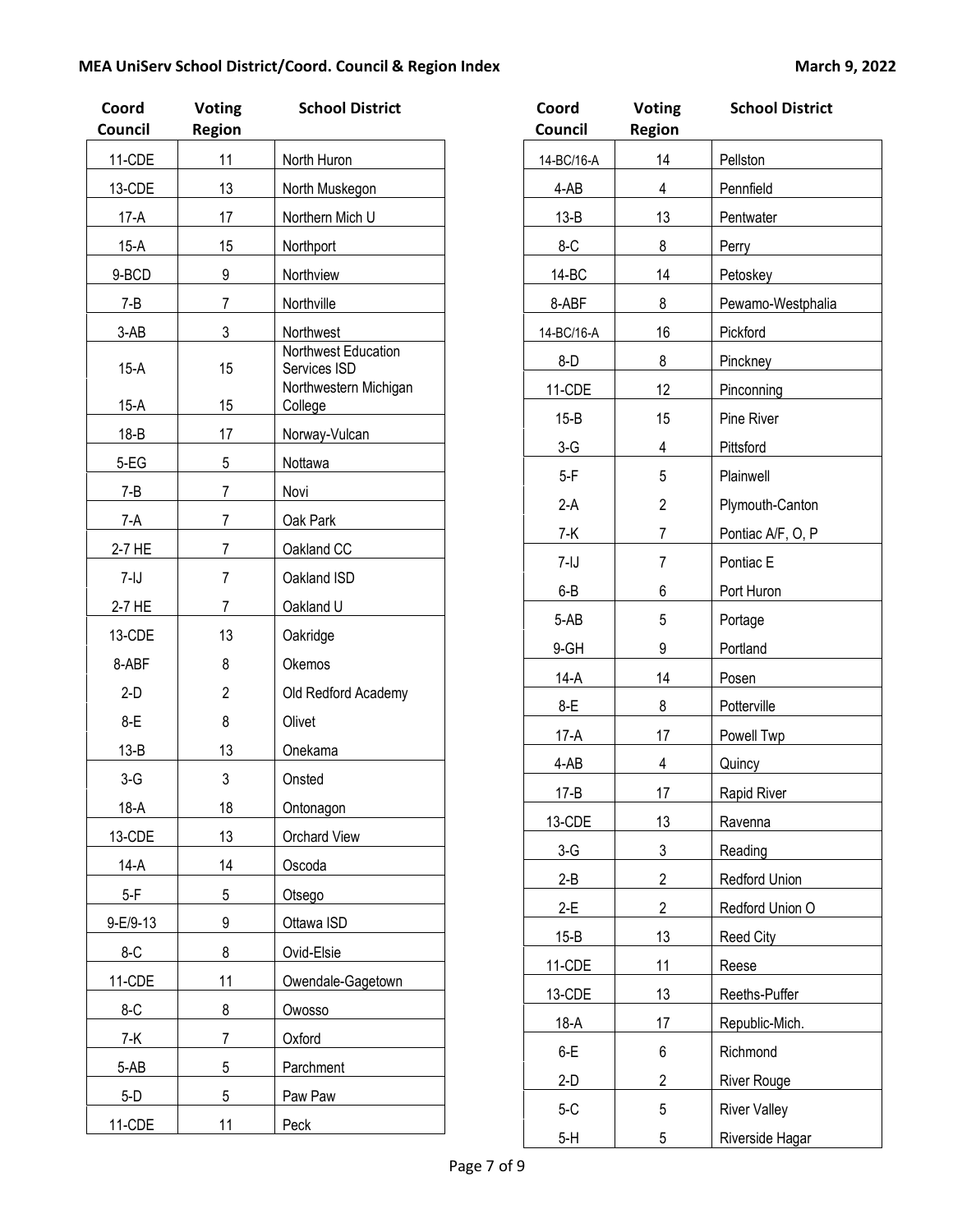| Coord Council | Voting Region | School District |
|---|---|---|
| 11-CDE | 11 | North Huron |
| 13-CDE | 13 | North Muskegon |
| 17-A | 17 | Northern Mich U |
| 15-A | 15 | Northport |
| 9-BCD | 9 | Northview |
| 7-B | 7 | Northville |
| 3-AB | 3 | Northwest |
| 15-A | 15 | Northwest Education Services ISD |
| 15-A | 15 | Northwestern Michigan College |
| 18-B | 17 | Norway-Vulcan |
| 5-EG | 5 | Nottawa |
| 7-B | 7 | Novi |
| 7-A | 7 | Oak Park |
| 2-7 HE | 7 | Oakland CC |
| 7-IJ | 7 | Oakland ISD |
| 2-7 HE | 7 | Oakland U |
| 13-CDE | 13 | Oakridge |
| 8-ABF | 8 | Okemos |
| 2-D | 2 | Old Redford Academy |
| 8-E | 8 | Olivet |
| 13-B | 13 | Onekama |
| 3-G | 3 | Onsted |
| 18-A | 18 | Ontonagon |
| 13-CDE | 13 | Orchard View |
| 14-A | 14 | Oscoda |
| 5-F | 5 | Otsego |
| 9-E/9-13 | 9 | Ottawa ISD |
| 8-C | 8 | Ovid-Elsie |
| 11-CDE | 11 | Owendale-Gagetown |
| 8-C | 8 | Owosso |
| 7-K | 7 | Oxford |
| 5-AB | 5 | Parchment |
| 5-D | 5 | Paw Paw |
| 11-CDE | 11 | Peck |
| 14-BC/16-A | 14 | Pellston |
| 4-AB | 4 | Pennfield |
| 13-B | 13 | Pentwater |
| 8-C | 8 | Perry |
| 14-BC | 14 | Petoskey |
| 8-ABF | 8 | Pewamo-Westphalia |
| 14-BC/16-A | 16 | Pickford |
| 8-D | 8 | Pinckney |
| 11-CDE | 12 | Pinconning |
| 15-B | 15 | Pine River |
| 3-G | 4 | Pittsford |
| 5-F | 5 | Plainwell |
| 2-A | 2 | Plymouth-Canton |
| 7-K | 7 | Pontiac A/F, O, P |
| 7-IJ | 7 | Pontiac E |
| 6-B | 6 | Port Huron |
| 5-AB | 5 | Portage |
| 9-GH | 9 | Portland |
| 14-A | 14 | Posen |
| 8-E | 8 | Potterville |
| 17-A | 17 | Powell Twp |
| 4-AB | 4 | Quincy |
| 17-B | 17 | Rapid River |
| 13-CDE | 13 | Ravenna |
| 3-G | 3 | Reading |
| 2-B | 2 | Redford Union |
| 2-E | 2 | Redford Union O |
| 15-B | 13 | Reed City |
| 11-CDE | 11 | Reese |
| 13-CDE | 13 | Reeths-Puffer |
| 18-A | 17 | Republic-Mich. |
| 6-E | 6 | Richmond |
| 2-D | 2 | River Rouge |
| 5-C | 5 | River Valley |
| 5-H | 5 | Riverside Hagar |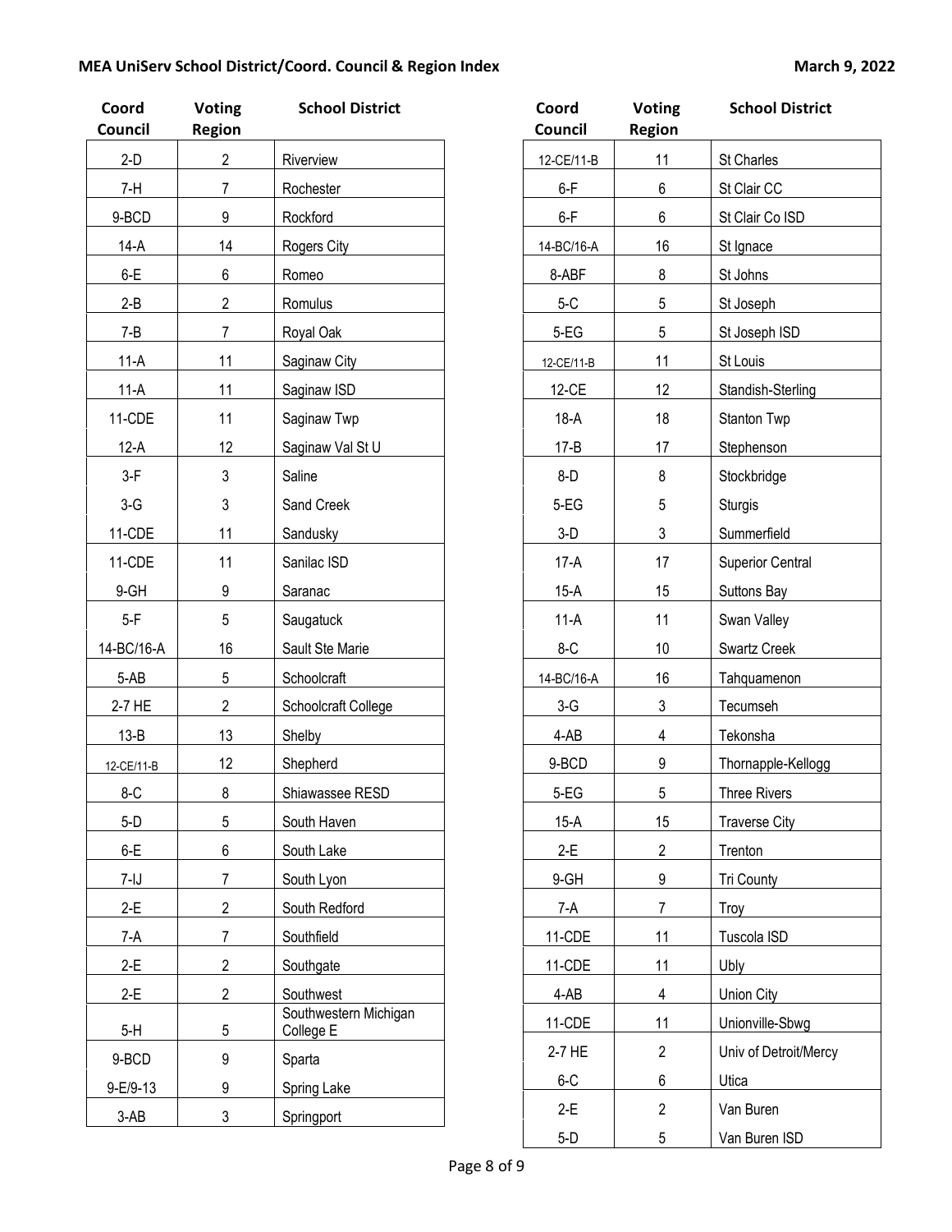| Coord Council | Voting Region | School District |
|---|---|---|
| 2-D | 2 | Riverview |
| 7-H | 7 | Rochester |
| 9-BCD | 9 | Rockford |
| 14-A | 14 | Rogers City |
| 6-E | 6 | Romeo |
| 2-B | 2 | Romulus |
| 7-B | 7 | Royal Oak |
| 11-A | 11 | Saginaw City |
| 11-A | 11 | Saginaw ISD |
| 11-CDE | 11 | Saginaw Twp |
| 12-A | 12 | Saginaw Val St U |
| 3-F | 3 | Saline |
| 3-G | 3 | Sand Creek |
| 11-CDE | 11 | Sandusky |
| 11-CDE | 11 | Sanilac ISD |
| 9-GH | 9 | Saranac |
| 5-F | 5 | Saugatuck |
| 14-BC/16-A | 16 | Sault Ste Marie |
| 5-AB | 5 | Schoolcraft |
| 2-7 HE | 2 | Schoolcraft College |
| 13-B | 13 | Shelby |
| 12-CE/11-B | 12 | Shepherd |
| 8-C | 8 | Shiawassee RESD |
| 5-D | 5 | South Haven |
| 6-E | 6 | South Lake |
| 7-IJ | 7 | South Lyon |
| 2-E | 2 | South Redford |
| 7-A | 7 | Southfield |
| 2-E | 2 | Southgate |
| 2-E | 2 | Southwest |
| 5-H | 5 | Southwestern Michigan College E |
| 9-BCD | 9 | Sparta |
| 9-E/9-13 | 9 | Spring Lake |
| 3-AB | 3 | Springport |
| 12-CE/11-B | 11 | St Charles |
| 6-F | 6 | St Clair CC |
| 6-F | 6 | St Clair Co ISD |
| 14-BC/16-A | 16 | St Ignace |
| 8-ABF | 8 | St Johns |
| 5-C | 5 | St Joseph |
| 5-EG | 5 | St Joseph ISD |
| 12-CE/11-B | 11 | St Louis |
| 12-CE | 12 | Standish-Sterling |
| 18-A | 18 | Stanton Twp |
| 17-B | 17 | Stephenson |
| 8-D | 8 | Stockbridge |
| 5-EG | 5 | Sturgis |
| 3-D | 3 | Summerfield |
| 17-A | 17 | Superior Central |
| 15-A | 15 | Suttons Bay |
| 11-A | 11 | Swan Valley |
| 8-C | 10 | Swartz Creek |
| 14-BC/16-A | 16 | Tahquamenon |
| 3-G | 3 | Tecumseh |
| 4-AB | 4 | Tekonsha |
| 9-BCD | 9 | Thornapple-Kellogg |
| 5-EG | 5 | Three Rivers |
| 15-A | 15 | Traverse City |
| 2-E | 2 | Trenton |
| 9-GH | 9 | Tri County |
| 7-A | 7 | Troy |
| 11-CDE | 11 | Tuscola ISD |
| 11-CDE | 11 | Ubly |
| 4-AB | 4 | Union City |
| 11-CDE | 11 | Unionville-Sbwg |
| 2-7 HE | 2 | Univ of Detroit/Mercy |
| 6-C | 6 | Utica |
| 2-E | 2 | Van Buren |
| 5-D | 5 | Van Buren ISD |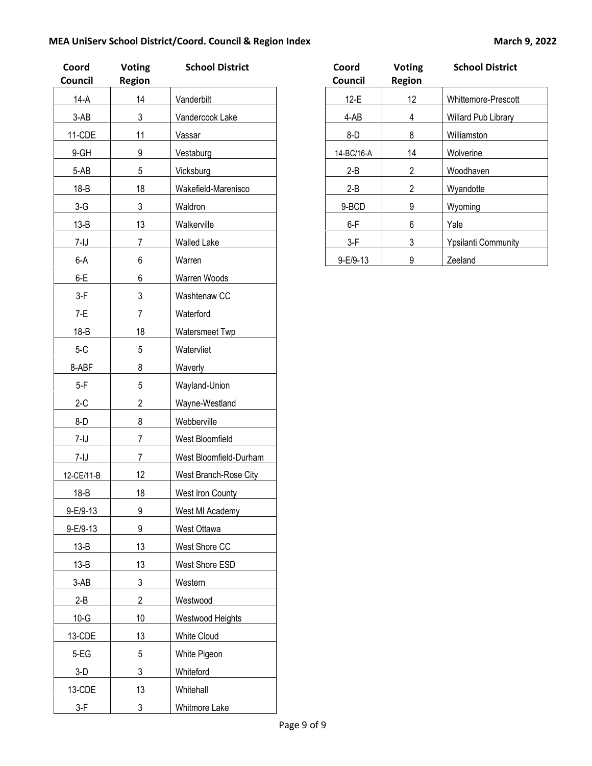## MEA UniServ School District/Coord. Council & Region Index

**March 9, 2022**

| Coord Council | Voting Region | School District |
|---|---|---|
| 14-A | 14 | Vanderbilt |
| 3-AB | 3 | Vandercook Lake |
| 11-CDE | 11 | Vassar |
| 9-GH | 9 | Vestaburg |
| 5-AB | 5 | Vicksburg |
| 18-B | 18 | Wakefield-Marenisco |
| 3-G | 3 | Waldron |
| 13-B | 13 | Walkerville |
| 7-IJ | 7 | Walled Lake |
| 6-A | 6 | Warren |
| 6-E | 6 | Warren Woods |
| 3-F | 3 | Washtenaw CC |
| 7-E | 7 | Waterford |
| 18-B | 18 | Watersmeet Twp |
| 5-C | 5 | Watervliet |
| 8-ABF | 8 | Waverly |
| 5-F | 5 | Wayland-Union |
| 2-C | 2 | Wayne-Westland |
| 8-D | 8 | Webberville |
| 7-IJ | 7 | West Bloomfield |
| 7-IJ | 7 | West Bloomfield-Durham |
| 12-CE/11-B | 12 | West Branch-Rose City |
| 18-B | 18 | West Iron County |
| 9-E/9-13 | 9 | West MI Academy |
| 9-E/9-13 | 9 | West Ottawa |
| 13-B | 13 | West Shore CC |
| 13-B | 13 | West Shore ESD |
| 3-AB | 3 | Western |
| 2-B | 2 | Westwood |
| 10-G | 10 | Westwood Heights |
| 13-CDE | 13 | White Cloud |
| 5-EG | 5 | White Pigeon |
| 3-D | 3 | Whiteford |
| 13-CDE | 13 | Whitehall |
| 3-F | 3 | Whitmore Lake |
| 12-E | 12 | Whittemore-Prescott |
| 4-AB | 4 | Willard Pub Library |
| 8-D | 8 | Williamston |
| 14-BC/16-A | 14 | Wolverine |
| 2-B | 2 | Woodhaven |
| 2-B | 2 | Wyandotte |
| 9-BCD | 9 | Wyoming |
| 6-F | 6 | Yale |
| 3-F | 3 | Ypsilanti Community |
| 9-E/9-13 | 9 | Zeeland |